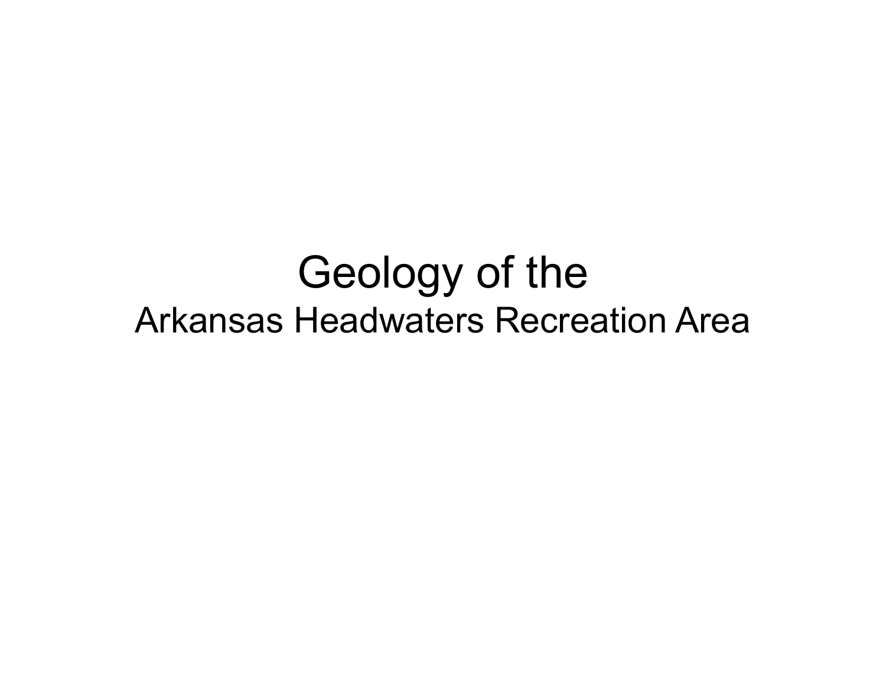# Geology of the
## Arkansas Headwaters Recreation Area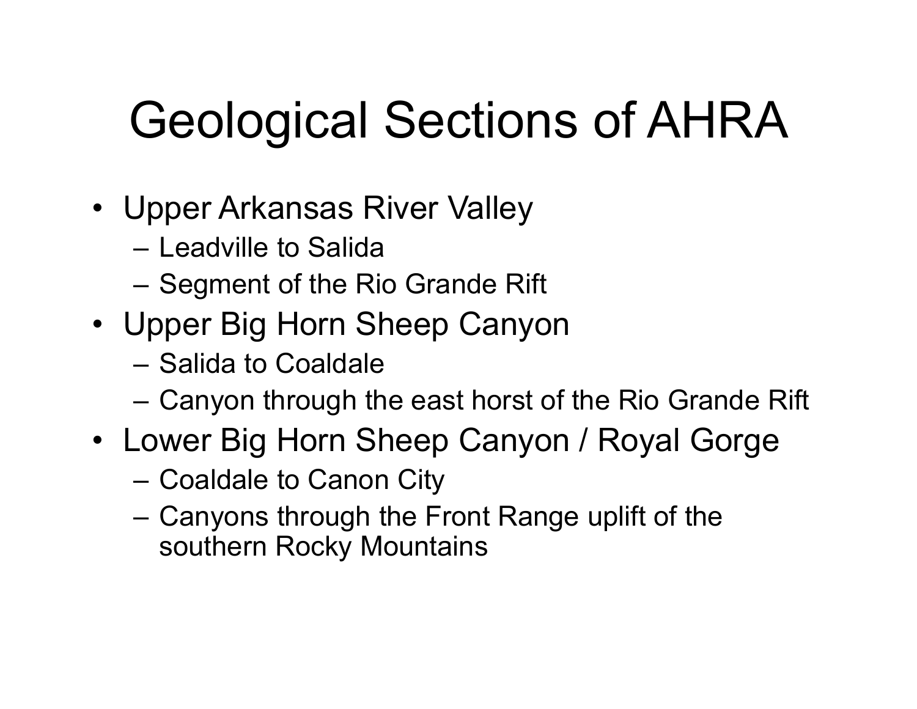# Geological Sections of AHRA

- Upper Arkansas River Valley
  - Leadville to Salida
  - Segment of the Rio Grande Rift
- Upper Big Horn Sheep Canyon
  - Salida to Coaldale
  - Canyon through the east horst of the Rio Grande Rift
- Lower Big Horn Sheep Canyon / Royal Gorge
  - Coaldale to Canon City
  - Canyons through the Front Range uplift of the southern Rocky Mountains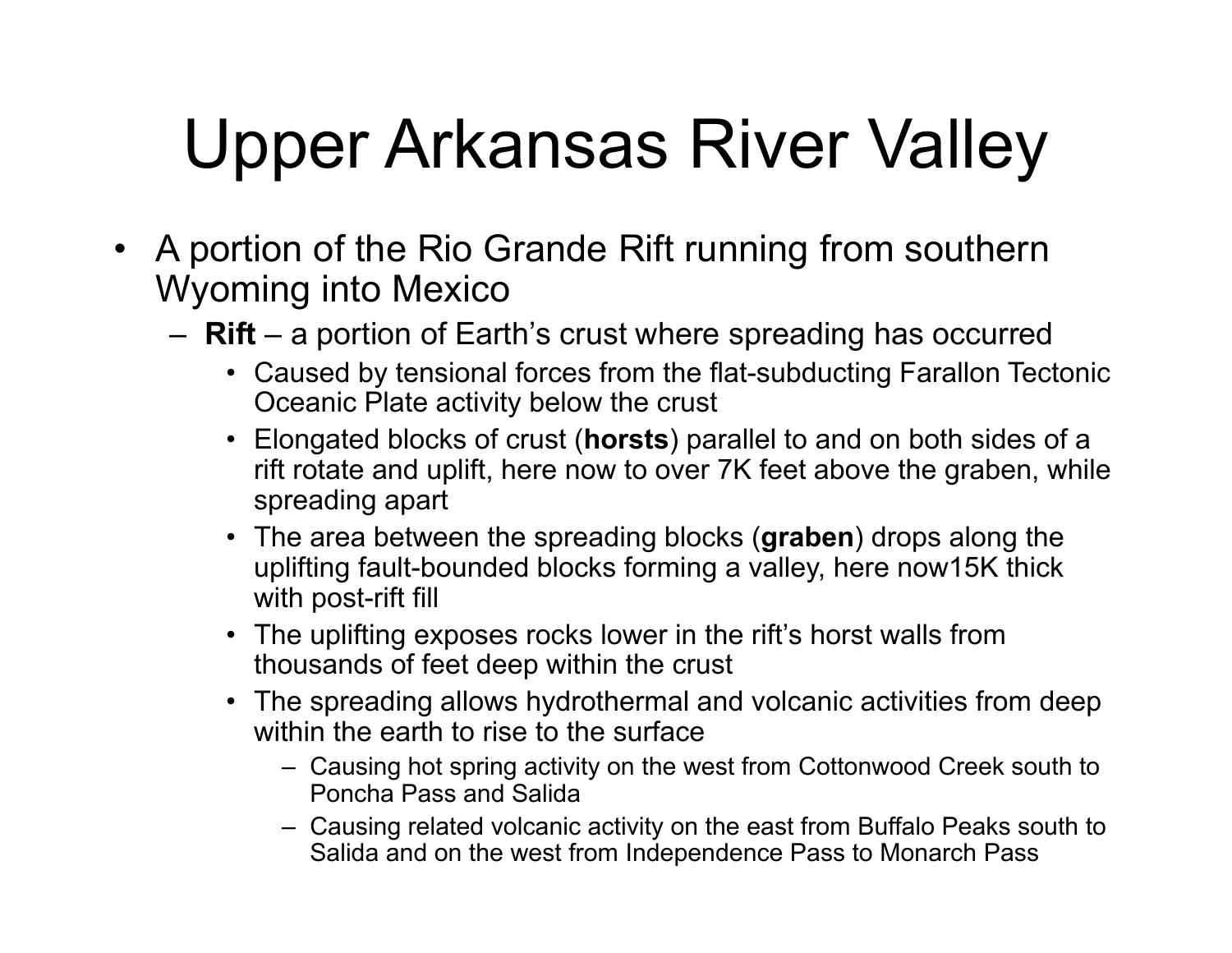# Upper Arkansas River Valley

- A portion of the Rio Grande Rift running from southern Wyoming into Mexico
  - **Rift** – a portion of Earth's crust where spreading has occurred
    - Caused by tensional forces from the flat-subducting Farallon Tectonic Oceanic Plate activity below the crust
    - Elongated blocks of crust (**horsts**) parallel to and on both sides of a rift rotate and uplift, here now to over 7K feet above the graben, while spreading apart
    - The area between the spreading blocks (**graben**) drops along the uplifting fault-bounded blocks forming a valley, here now15K thick with post-rift fill
    - The uplifting exposes rocks lower in the rift's horst walls from thousands of feet deep within the crust
    - The spreading allows hydrothermal and volcanic activities from deep within the earth to rise to the surface
      - Causing hot spring activity on the west from Cottonwood Creek south to Poncha Pass and Salida
      - Causing related volcanic activity on the east from Buffalo Peaks south to Salida and on the west from Independence Pass to Monarch Pass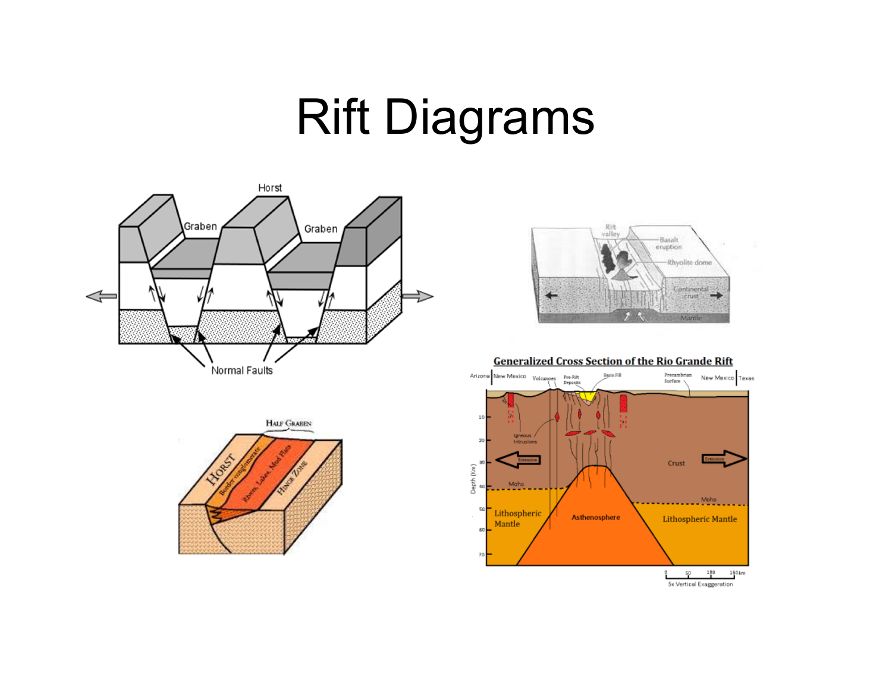# Rift Diagrams

Horst
Graben
Graben
Normal Faults

Rift valley
Basalt eruption
Rhyolite dome
Continental crust
Mantle

HALF GRABEN
HORST
Border conglomerate
Rivers, Lakes, Mud Flats
HINGE ZONE

Generalized Cross Section of the Rio Grande Rift

Arizona
New Mexico
Volcanoes
Pre-Rift Deposits
Basin Fill
Precambrian Surface
New Mexico
Texas
Igneous Intrusions
Extension
Extension
Crust
Moho
Moho
Lithospheric Mantle
Asthenosphere
Lithospheric Mantle
Depth (Km)
10
20
30
40
50
60
70
0
50
100
150 km
5x Vertical Exaggeration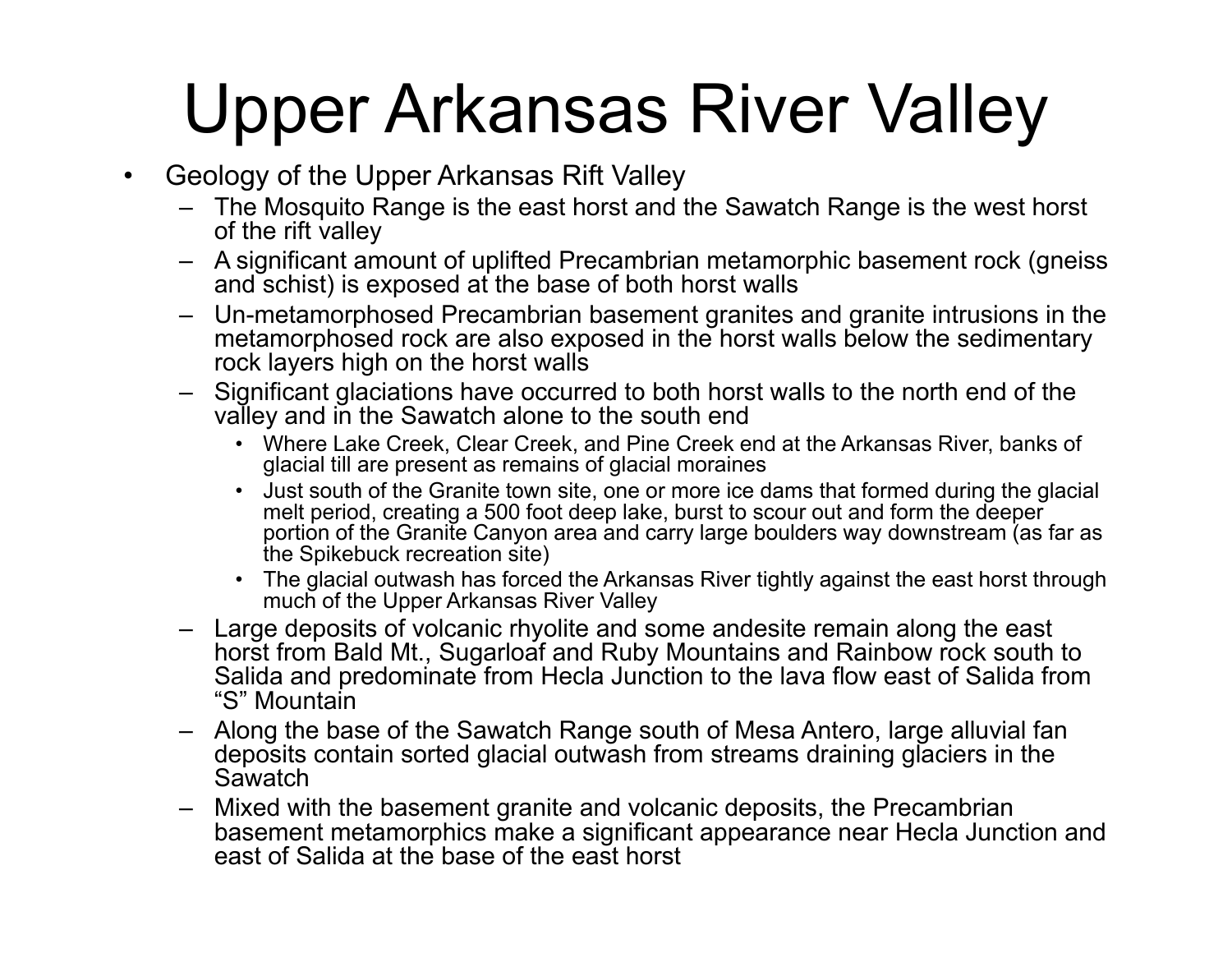# Upper Arkansas River Valley

- Geology of the Upper Arkansas Rift Valley
  - The Mosquito Range is the east horst and the Sawatch Range is the west horst of the rift valley
  - A significant amount of uplifted Precambrian metamorphic basement rock (gneiss and schist) is exposed at the base of both horst walls
  - Un-metamorphosed Precambrian basement granites and granite intrusions in the metamorphosed rock are also exposed in the horst walls below the sedimentary rock layers high on the horst walls
  - Significant glaciations have occurred to both horst walls to the north end of the valley and in the Sawatch alone to the south end
    - Where Lake Creek, Clear Creek, and Pine Creek end at the Arkansas River, banks of glacial till are present as remains of glacial moraines
    - Just south of the Granite town site, one or more ice dams that formed during the glacial melt period, creating a 500 foot deep lake, burst to scour out and form the deeper portion of the Granite Canyon area and carry large boulders way downstream (as far as the Spikebuck recreation site)
    - The glacial outwash has forced the Arkansas River tightly against the east horst through much of the Upper Arkansas River Valley
  - Large deposits of volcanic rhyolite and some andesite remain along the east horst from Bald Mt., Sugarloaf and Ruby Mountains and Rainbow rock south to Salida and predominate from Hecla Junction to the lava flow east of Salida from "S" Mountain
  - Along the base of the Sawatch Range south of Mesa Antero, large alluvial fan deposits contain sorted glacial outwash from streams draining glaciers in the Sawatch
  - Mixed with the basement granite and volcanic deposits, the Precambrian basement metamorphics make a significant appearance near Hecla Junction and east of Salida at the base of the east horst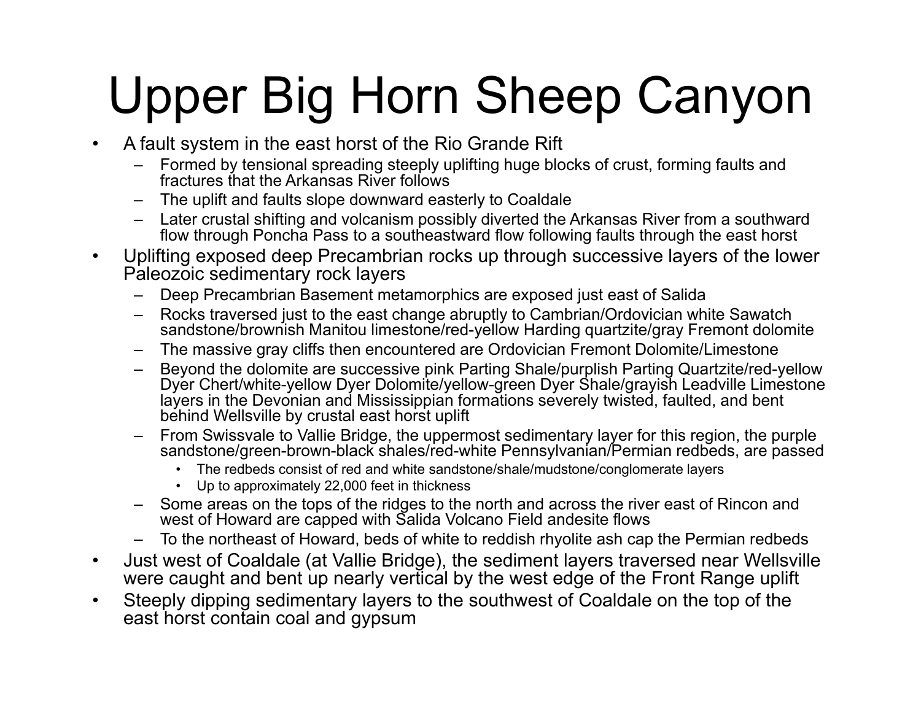# Upper Big Horn Sheep Canyon

- A fault system in the east horst of the Rio Grande Rift
  - Formed by tensional spreading steeply uplifting huge blocks of crust, forming faults and fractures that the Arkansas River follows
  - The uplift and faults slope downward easterly to Coaldale
  - Later crustal shifting and volcanism possibly diverted the Arkansas River from a southward flow through Poncha Pass to a southeastward flow following faults through the east horst
- Uplifting exposed deep Precambrian rocks up through successive layers of the lower Paleozoic sedimentary rock layers
  - Deep Precambrian Basement metamorphics are exposed just east of Salida
  - Rocks traversed just to the east change abruptly to Cambrian/Ordovician white Sawatch sandstone/brownish Manitou limestone/red-yellow Harding quartzite/gray Fremont dolomite
  - The massive gray cliffs then encountered are Ordovician Fremont Dolomite/Limestone
  - Beyond the dolomite are successive pink Parting Shale/purplish Parting Quartzite/red-yellow Dyer Chert/white-yellow Dyer Dolomite/yellow-green Dyer Shale/grayish Leadville Limestone layers in the Devonian and Mississippian formations severely twisted, faulted, and bent behind Wellsville by crustal east horst uplift
  - From Swissvale to Vallie Bridge, the uppermost sedimentary layer for this region, the purple sandstone/green-brown-black shales/red-white Pennsylvanian/Permian redbeds, are passed
    - The redbeds consist of red and white sandstone/shale/mudstone/conglomerate layers
    - Up to approximately 22,000 feet in thickness
  - Some areas on the tops of the ridges to the north and across the river east of Rincon and west of Howard are capped with Salida Volcano Field andesite flows
  - To the northeast of Howard, beds of white to reddish rhyolite ash cap the Permian redbeds
- Just west of Coaldale (at Vallie Bridge), the sediment layers traversed near Wellsville were caught and bent up nearly vertical by the west edge of the Front Range uplift
- Steeply dipping sedimentary layers to the southwest of Coaldale on the top of the east horst contain coal and gypsum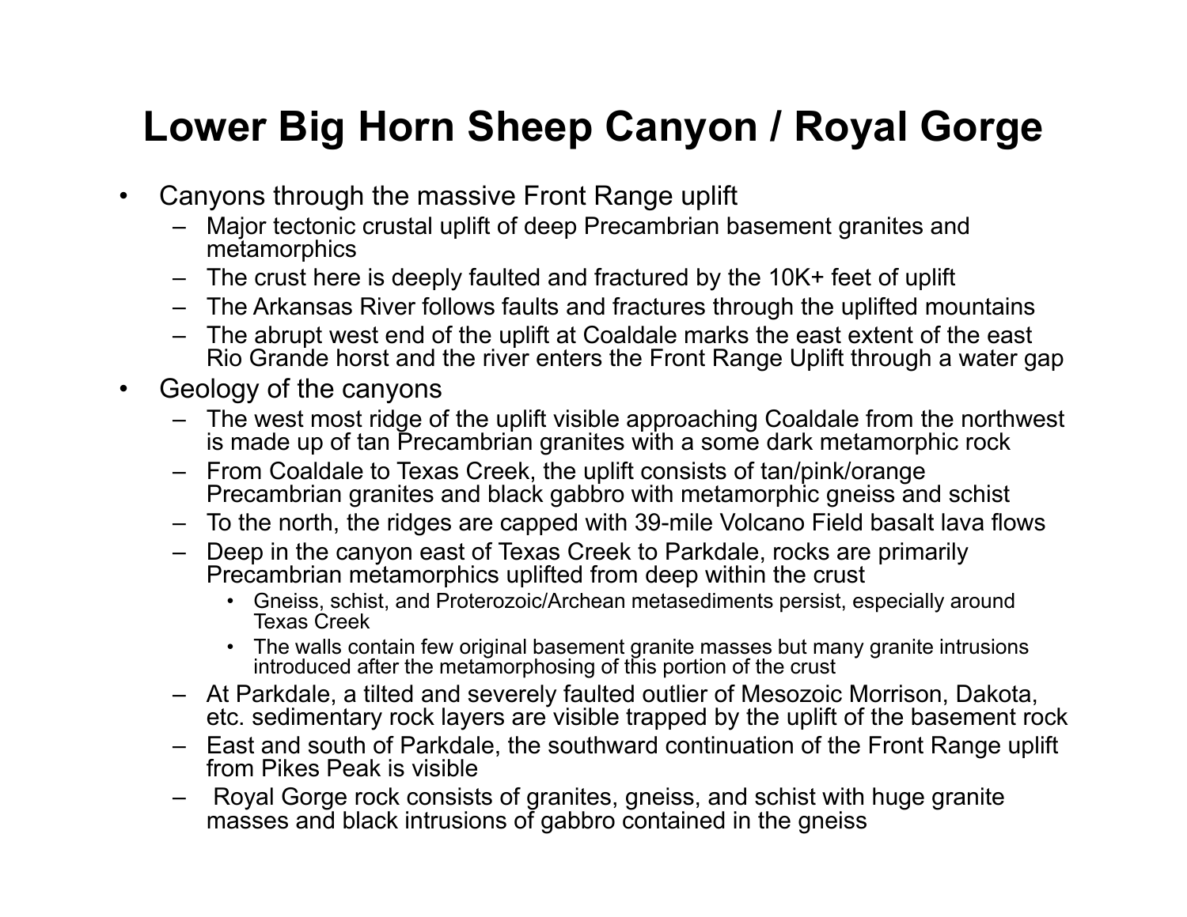# Lower Big Horn Sheep Canyon / Royal Gorge

- Canyons through the massive Front Range uplift
  - Major tectonic crustal uplift of deep Precambrian basement granites and metamorphics
  - The crust here is deeply faulted and fractured by the 10K+ feet of uplift
  - The Arkansas River follows faults and fractures through the uplifted mountains
  - The abrupt west end of the uplift at Coaldale marks the east extent of the east Rio Grande horst and the river enters the Front Range Uplift through a water gap
- Geology of the canyons
  - The west most ridge of the uplift visible approaching Coaldale from the northwest is made up of tan Precambrian granites with a some dark metamorphic rock
  - From Coaldale to Texas Creek, the uplift consists of tan/pink/orange Precambrian granites and black gabbro with metamorphic gneiss and schist
  - To the north, the ridges are capped with 39-mile Volcano Field basalt lava flows
  - Deep in the canyon east of Texas Creek to Parkdale, rocks are primarily Precambrian metamorphics uplifted from deep within the crust
    - Gneiss, schist, and Proterozoic/Archean metasediments persist, especially around Texas Creek
    - The walls contain few original basement granite masses but many granite intrusions introduced after the metamorphosing of this portion of the crust
  - At Parkdale, a tilted and severely faulted outlier of Mesozoic Morrison, Dakota, etc. sedimentary rock layers are visible trapped by the uplift of the basement rock
  - East and south of Parkdale, the southward continuation of the Front Range uplift from Pikes Peak is visible
  - Royal Gorge rock consists of granites, gneiss, and schist with huge granite masses and black intrusions of gabbro contained in the gneiss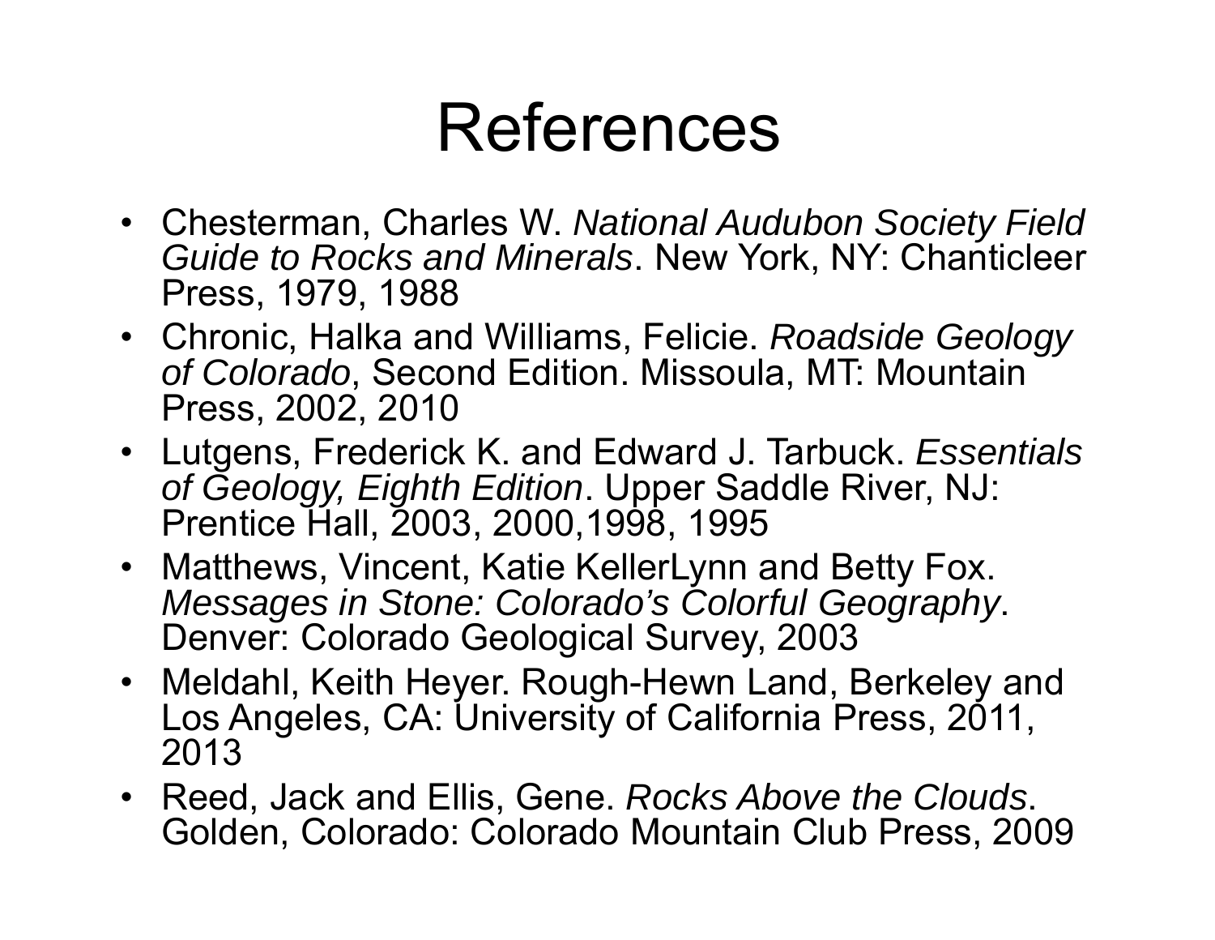# References

- Chesterman, Charles W. *National Audubon Society Field Guide to Rocks and Minerals*. New York, NY: Chanticleer Press, 1979, 1988
- Chronic, Halka and Williams, Felicie. *Roadside Geology of Colorado*, Second Edition. Missoula, MT: Mountain Press, 2002, 2010
- Lutgens, Frederick K. and Edward J. Tarbuck. *Essentials of Geology, Eighth Edition*. Upper Saddle River, NJ: Prentice Hall, 2003, 2000,1998, 1995
- Matthews, Vincent, Katie KellerLynn and Betty Fox. *Messages in Stone: Colorado's Colorful Geography*. Denver: Colorado Geological Survey, 2003
- Meldahl, Keith Heyer. Rough-Hewn Land, Berkeley and Los Angeles, CA: University of California Press, 2011, 2013
- Reed, Jack and Ellis, Gene. *Rocks Above the Clouds*. Golden, Colorado: Colorado Mountain Club Press, 2009